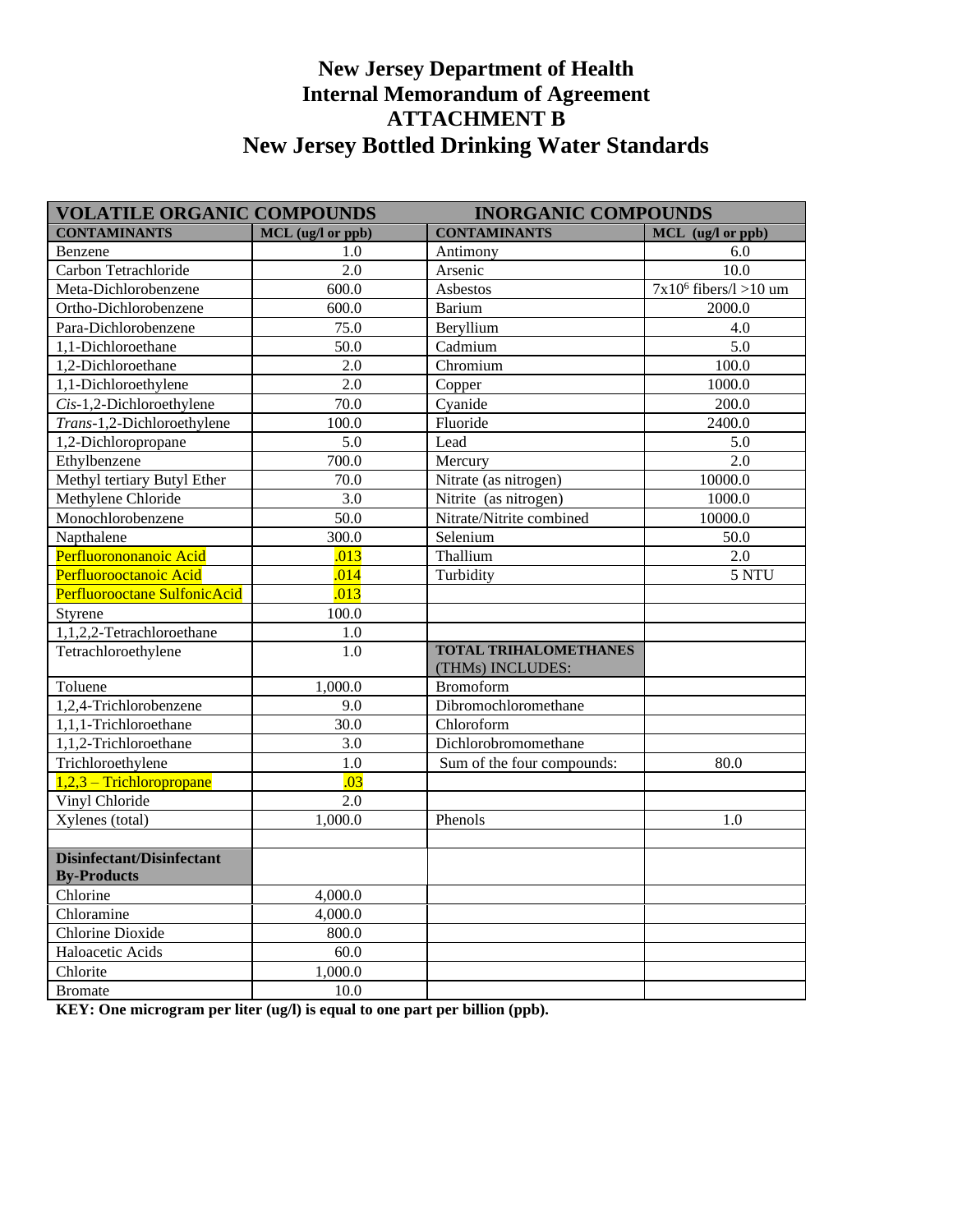# New Jersey Department of Health
# Internal Memorandum of Agreement
# ATTACHMENT B
# New Jersey Bottled Drinking Water Standards

| VOLATILE ORGANIC COMPOUNDS | | INORGANIC COMPOUNDS | |
|---|---|---|---|
| **CONTAMINANTS** | **MCL (ug/l or ppb)** | **CONTAMINANTS** | **MCL (ug/l or ppb)** |
| Benzene | 1.0 | Antimony | 6.0 |
| Carbon Tetrachloride | 2.0 | Arsenic | 10.0 |
| Meta-Dichlorobenzene | 600.0 | Asbestos | $7x10^6$ fibers/l >10 um |
| Ortho-Dichlorobenzene | 600.0 | Barium | 2000.0 |
| Para-Dichlorobenzene | 75.0 | Beryllium | 4.0 |
| 1,1-Dichloroethane | 50.0 | Cadmium | 5.0 |
| 1,2-Dichloroethane | 2.0 | Chromium | 100.0 |
| 1,1-Dichloroethylene | 2.0 | Copper | 1000.0 |
| *Cis*-1,2-Dichloroethylene | 70.0 | Cyanide | 200.0 |
| *Trans*-1,2-Dichloroethylene | 100.0 | Fluoride | 2400.0 |
| 1,2-Dichloropropane | 5.0 | Lead | 5.0 |
| Ethylbenzene | 700.0 | Mercury | 2.0 |
| Methyl tertiary Butyl Ether | 70.0 | Nitrate (as nitrogen) | 10000.0 |
| Methylene Chloride | 3.0 | Nitrite (as nitrogen) | 1000.0 |
| Monochlorobenzene | 50.0 | Nitrate/Nitrite combined | 10000.0 |
| Napthalene | 300.0 | Selenium | 50.0 |
| Perfluorononanoic Acid | .013 | Thallium | 2.0 |
| Perfluorooctanoic Acid | .014 | Turbidity | 5 NTU |
| Perfluorooctane SulfonicAcid | .013 | | |
| Styrene | 100.0 | | |
| 1,1,2,2-Tetrachloroethane | 1.0 | | |
| Tetrachloroethylene | 1.0 | **TOTAL TRIHALOMETHANES** (THMs) INCLUDES: | |
| Toluene | 1,000.0 | Bromoform | |
| 1,2,4-Trichlorobenzene | 9.0 | Dibromochloromethane | |
| 1,1,1-Trichloroethane | 30.0 | Chloroform | |
| 1,1,2-Trichloroethane | 3.0 | Dichlorobromomethane | |
| Trichloroethylene | 1.0 | Sum of the four compounds: | 80.0 |
| 1,2,3 – Trichloropropane | .03 | | |
| Vinyl Chloride | 2.0 | | |
| Xylenes (total) | 1,000.0 | Phenols | 1.0 |
| | | | |
| **Disinfectant/Disinfectant By-Products** | | | |
| Chlorine | 4,000.0 | | |
| Chloramine | 4,000.0 | | |
| Chlorine Dioxide | 800.0 | | |
| Haloacetic Acids | 60.0 | | |
| Chlorite | 1,000.0 | | |
| Bromate | 10.0 | | |

**KEY: One microgram per liter (ug/l) is equal to one part per billion (ppb).**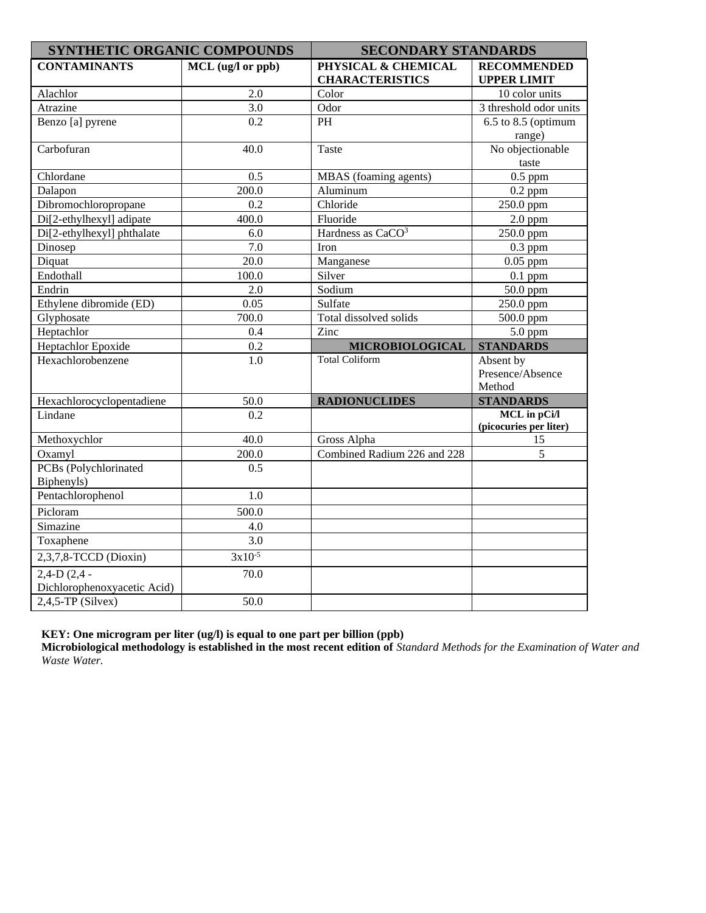| SYNTHETIC ORGANIC COMPOUNDS | | SECONDARY STANDARDS | |
|---|---|---|---|
| **CONTAMINANTS** | **MCL (ug/l or ppb)** | **PHYSICAL & CHEMICAL CHARACTERISTICS** | **RECOMMENDED UPPER LIMIT** |
| Alachlor | 2.0 | Color | 10 color units |
| Atrazine | 3.0 | Odor | 3 threshold odor units |
| Benzo [a] pyrene | 0.2 | PH | 6.5 to 8.5 (optimum range) |
| Carbofuran | 40.0 | Taste | No objectionable taste |
| Chlordane | 0.5 | MBAS (foaming agents) | 0.5 ppm |
| Dalapon | 200.0 | Aluminum | 0.2 ppm |
| Dibromochloropropane | 0.2 | Chloride | 250.0 ppm |
| Di[2-ethylhexyl] adipate | 400.0 | Fluoride | 2.0 ppm |
| Di[2-ethylhexyl] phthalate | 6.0 | Hardness as $CaCO^3$ | 250.0 ppm |
| Dinosep | 7.0 | Iron | 0.3 ppm |
| Diquat | 20.0 | Manganese | 0.05 ppm |
| Endothall | 100.0 | Silver | 0.1 ppm |
| Endrin | 2.0 | Sodium | 50.0 ppm |
| Ethylene dibromide (ED) | 0.05 | Sulfate | 250.0 ppm |
| Glyphosate | 700.0 | Total dissolved solids | 500.0 ppm |
| Heptachlor | 0.4 | Zinc | 5.0 ppm |
| Heptachlor Epoxide | 0.2 | **MICROBIOLOGICAL** | **STANDARDS** |
| Hexachlorobenzene | 1.0 | Total Coliform | Absent by Presence/Absence Method |
| Hexachlorocyclopentadiene | 50.0 | **RADIONUCLIDES** | **STANDARDS** |
| Lindane | 0.2 | | **MCL in pCi/l (picocuries per liter)** |
| Methoxychlor | 40.0 | Gross Alpha | 15 |
| Oxamyl | 200.0 | Combined Radium 226 and 228 | 5 |
| PCBs (Polychlorinated Biphenyls) | 0.5 | | |
| Pentachlorophenol | 1.0 | | |
| Picloram | 500.0 | | |
| Simazine | 4.0 | | |
| Toxaphene | 3.0 | | |
| 2,3,7,8-TCCD (Dioxin) | $3x10^{-5}$ | | |
| 2,4-D (2,4 - Dichlorophenoxyacetic Acid) | 70.0 | | |
| 2,4,5-TP (Silvex) | 50.0 | | |

**KEY: One microgram per liter (ug/l) is equal to one part per billion (ppb)**
**Microbiological methodology is established in the most recent edition of** *Standard Methods for the Examination of Water and Waste Water.*